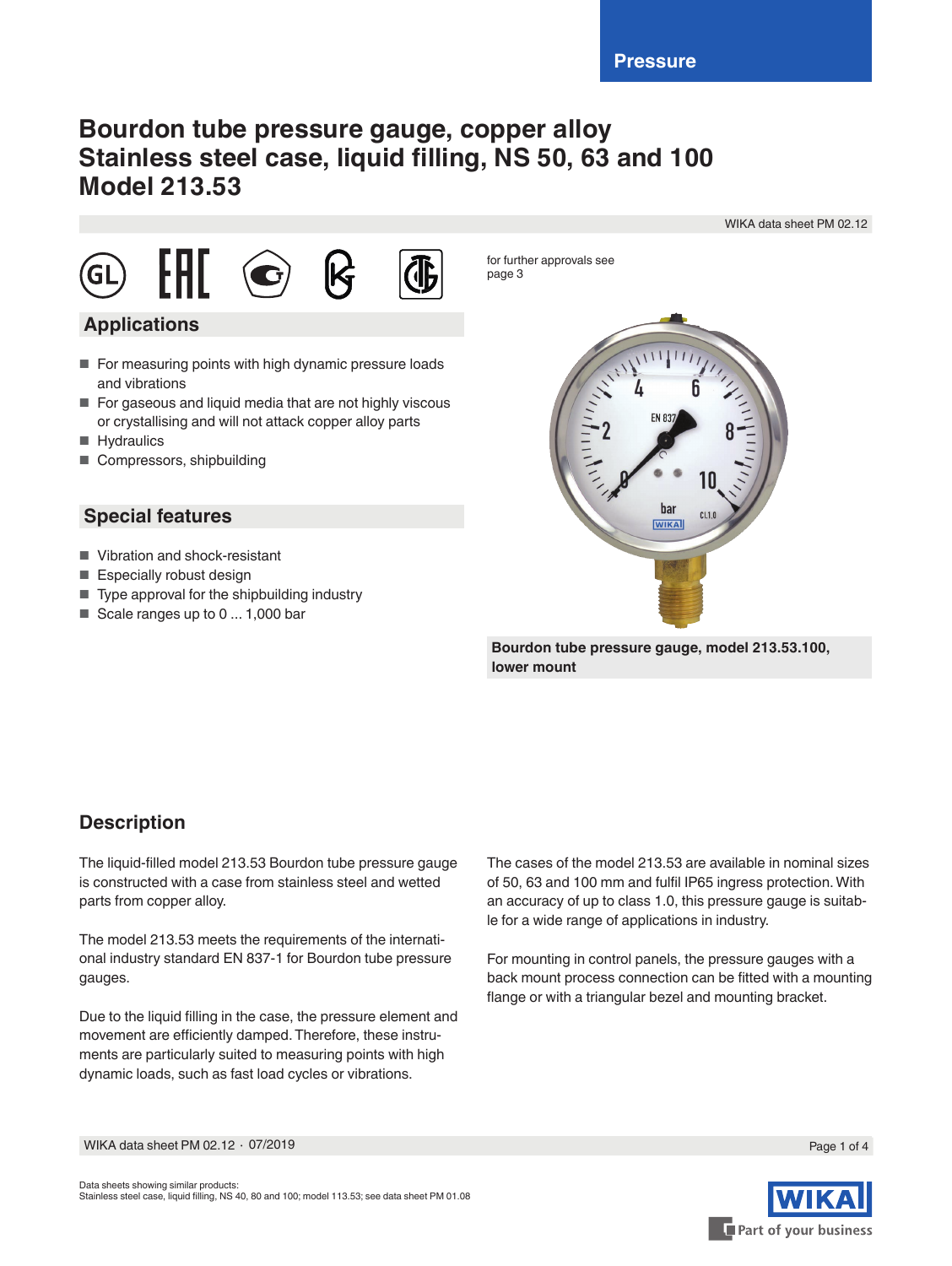Pressure

# Bourdon tube pressure gauge, copper alloy
# Stainless steel case, liquid filling, NS 50, 63 and 100
# Model 213.53

WIKA data sheet PM 02.12

for further approvals see page 3

## Applications

- For measuring points with high dynamic pressure loads and vibrations
- For gaseous and liquid media that are not highly viscous or crystallising and will not attack copper alloy parts
- Hydraulics
- Compressors, shipbuilding

## Special features

- Vibration and shock-resistant
- Especially robust design
- Type approval for the shipbuilding industry
- Scale ranges up to 0 ... 1,000 bar

**Bourdon tube pressure gauge, model 213.53.100, lower mount**

## Description

The liquid-filled model 213.53 Bourdon tube pressure gauge is constructed with a case from stainless steel and wetted parts from copper alloy.

The model 213.53 meets the requirements of the international industry standard EN 837-1 for Bourdon tube pressure gauges.

Due to the liquid filling in the case, the pressure element and movement are efficiently damped. Therefore, these instruments are particularly suited to measuring points with high dynamic loads, such as fast load cycles or vibrations.

The cases of the model 213.53 are available in nominal sizes of 50, 63 and 100 mm and fulfil IP65 ingress protection. With an accuracy of up to class 1.0, this pressure gauge is suitable for a wide range of applications in industry.

For mounting in control panels, the pressure gauges with a back mount process connection can be fitted with a mounting flange or with a triangular bezel and mounting bracket.

Data sheets showing similar products:
Stainless steel case, liquid filling, NS 40, 80 and 100; model 113.53; see data sheet PM 01.08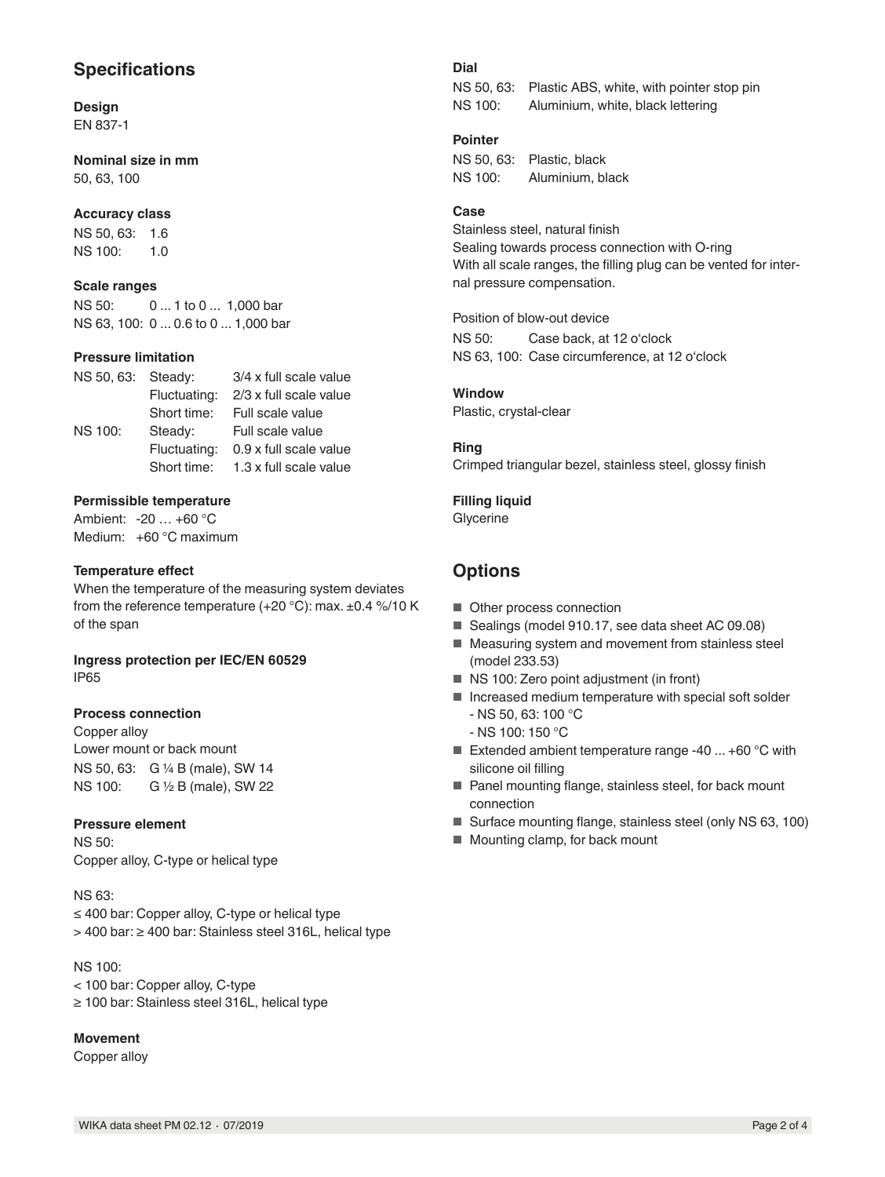## Specifications

**Design**
EN 837-1

**Nominal size in mm**
50, 63, 100

**Accuracy class**

| | |
|---|---|
| NS 50, 63: | 1.6 |
| NS 100: | 1.0 |

**Scale ranges**

| | |
|---|---|
| NS 50: | 0 ... 1 to 0 ... 1,000 bar |
| NS 63, 100: | 0 ... 0.6 to 0 ... 1,000 bar |

**Pressure limitation**

| | | |
|---|---|---|
| NS 50, 63: | Steady: | 3/4 x full scale value |
| | Fluctuating: | 2/3 x full scale value |
| | Short time: | Full scale value |
| NS 100: | Steady: | Full scale value |
| | Fluctuating: | 0.9 x full scale value |
| | Short time: | 1.3 x full scale value |

**Permissible temperature**
Ambient: -20 … +60 °C
Medium: +60 °C maximum

**Temperature effect**
When the temperature of the measuring system deviates from the reference temperature (+20 °C): max. ±0.4 %/10 K of the span

**Ingress protection per IEC/EN 60529**
IP65

**Process connection**
Copper alloy
Lower mount or back mount

| | |
|---|---|
| NS 50, 63: | G ¼ B (male), SW 14 |
| NS 100: | G ½ B (male), SW 22 |

**Pressure element**
NS 50:
Copper alloy, C-type or helical type

NS 63:
≤ 400 bar: Copper alloy, C-type or helical type
> 400 bar: ≥ 400 bar: Stainless steel 316L, helical type

NS 100:
< 100 bar: Copper alloy, C-type
≥ 100 bar: Stainless steel 316L, helical type

**Movement**
Copper alloy

**Dial**

| | |
|---|---|
| NS 50, 63: | Plastic ABS, white, with pointer stop pin |
| NS 100: | Aluminium, white, black lettering |

**Pointer**

| | |
|---|---|
| NS 50, 63: | Plastic, black |
| NS 100: | Aluminium, black |

**Case**
Stainless steel, natural finish
Sealing towards process connection with O-ring
With all scale ranges, the filling plug can be vented for internal pressure compensation.

Position of blow-out device

| | |
|---|---|
| NS 50: | Case back, at 12 o'clock |
| NS 63, 100: | Case circumference, at 12 o'clock |

**Window**
Plastic, crystal-clear

**Ring**
Crimped triangular bezel, stainless steel, glossy finish

**Filling liquid**
Glycerine

## Options

- Other process connection
- Sealings (model 910.17, see data sheet AC 09.08)
- Measuring system and movement from stainless steel (model 233.53)
- NS 100: Zero point adjustment (in front)
- Increased medium temperature with special soft solder
  - NS 50, 63: 100 °C
  - NS 100: 150 °C
- Extended ambient temperature range -40 ... +60 °C with silicone oil filling
- Panel mounting flange, stainless steel, for back mount connection
- Surface mounting flange, stainless steel (only NS 63, 100)
- Mounting clamp, for back mount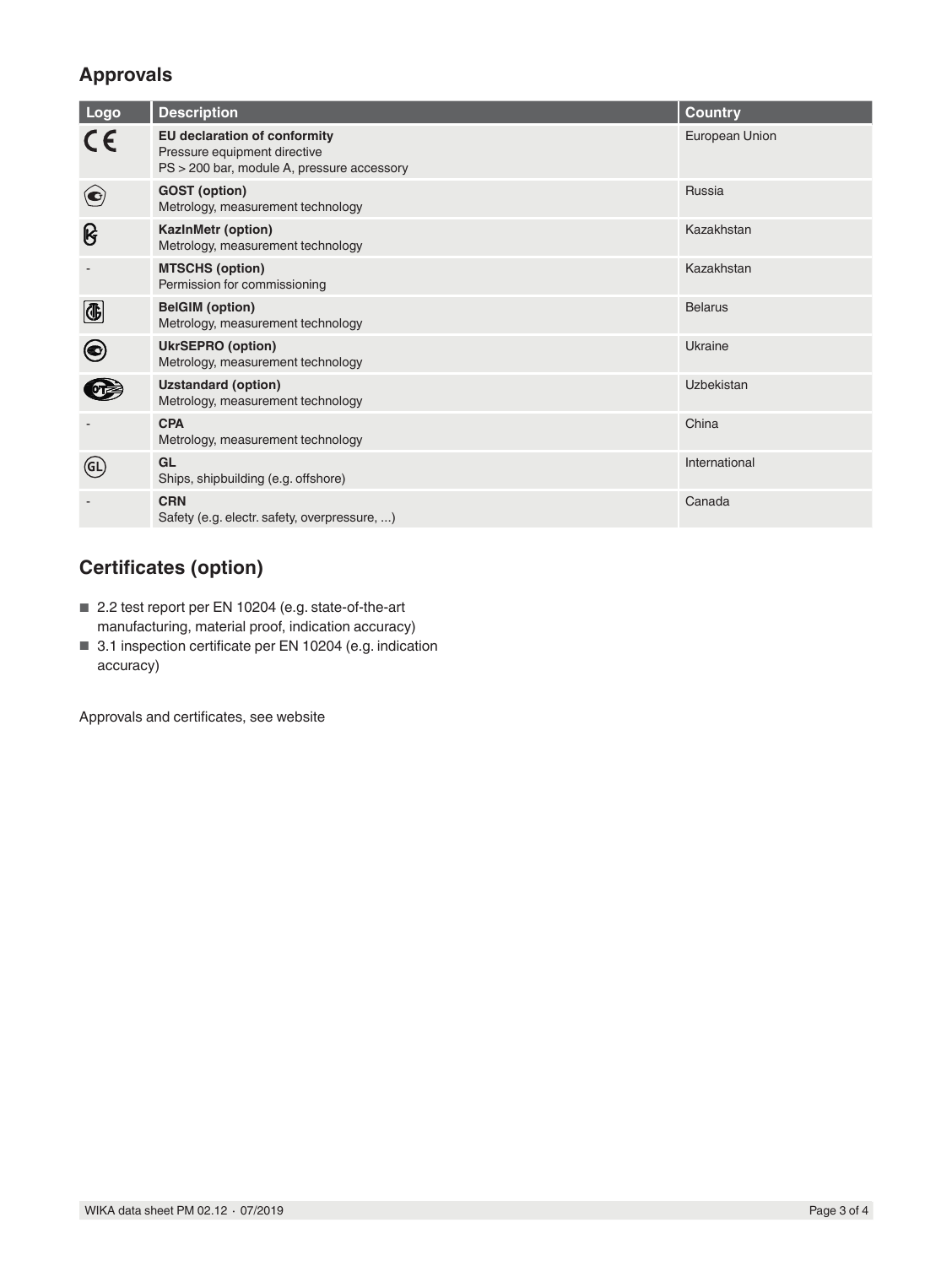## Approvals

| Logo | Description | Country |
|---|---|---|
| CE | **EU declaration of conformity**<br>Pressure equipment directive<br>PS > 200 bar, module A, pressure accessory | European Union |
| | **GOST (option)**<br>Metrology, measurement technology | Russia |
| | **KazInMetr (option)**<br>Metrology, measurement technology | Kazakhstan |
| - | **MTSCHS (option)**<br>Permission for commissioning | Kazakhstan |
| | **BelGIM (option)**<br>Metrology, measurement technology | Belarus |
| | **UkrSEPRO (option)**<br>Metrology, measurement technology | Ukraine |
| | **Uzstandard (option)**<br>Metrology, measurement technology | Uzbekistan |
| - | **CPA**<br>Metrology, measurement technology | China |
| GL | **GL**<br>Ships, shipbuilding (e.g. offshore) | International |
| - | **CRN**<br>Safety (e.g. electr. safety, overpressure, ...) | Canada |

## Certificates (option)

- 2.2 test report per EN 10204 (e.g. state-of-the-art manufacturing, material proof, indication accuracy)
- 3.1 inspection certificate per EN 10204 (e.g. indication accuracy)

Approvals and certificates, see website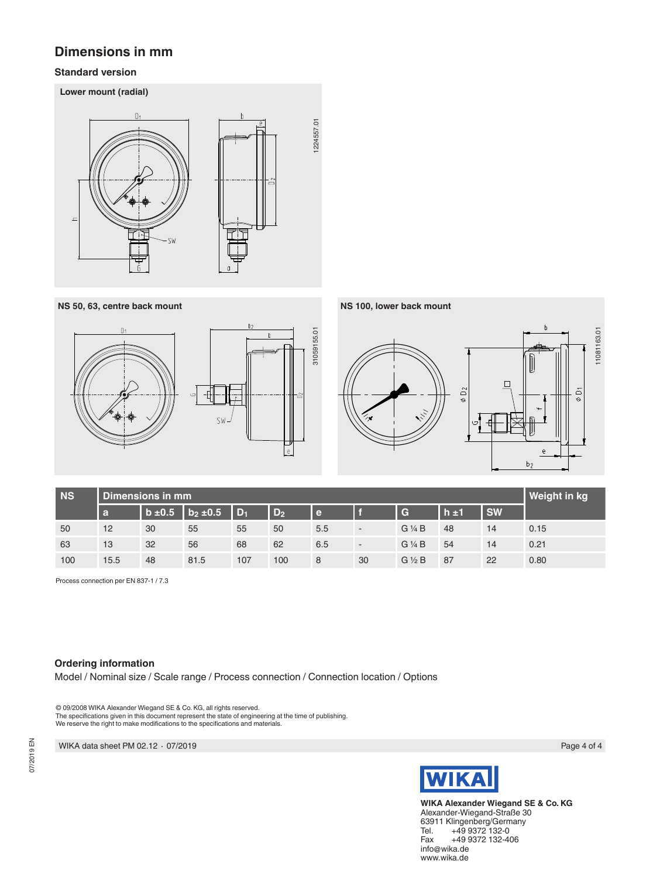## Dimensions in mm

### Standard version

**Lower mount (radial)**

1224557.01

**NS 50, 63, centre back mount**

31059155.01

**NS 100, lower back mount**

11081163.01

| NS | Dimensions in mm | | | | | | | | | | Weight in kg |
|---|---|---|---|---|---|---|---|---|---|---|---|
| | a | b ±0.5 | $b_2$ ±0.5 | $D_1$ | $D_2$ | e | f | G | h ±1 | SW | |
| 50 | 12 | 30 | 55 | 55 | 50 | 5.5 | - | G ¼ B | 48 | 14 | 0.15 |
| 63 | 13 | 32 | 56 | 68 | 62 | 6.5 | - | G ¼ B | 54 | 14 | 0.21 |
| 100 | 15.5 | 48 | 81.5 | 107 | 100 | 8 | 30 | G ½ B | 87 | 22 | 0.80 |

Process connection per EN 837-1 / 7.3

### Ordering information

Model / Nominal size / Scale range / Process connection / Connection location / Options

© 09/2008 WIKA Alexander Wiegand SE & Co. KG, all rights reserved.
The specifications given in this document represent the state of engineering at the time of publishing.
We reserve the right to make modifications to the specifications and materials.

WIKA data sheet PM 02.12 · 07/2019

**WIKA Alexander Wiegand SE & Co. KG**
Alexander-Wiegand-Straße 30
63911 Klingenberg/Germany
Tel. +49 9372 132-0
Fax +49 9372 132-406
info@wika.de
www.wika.de